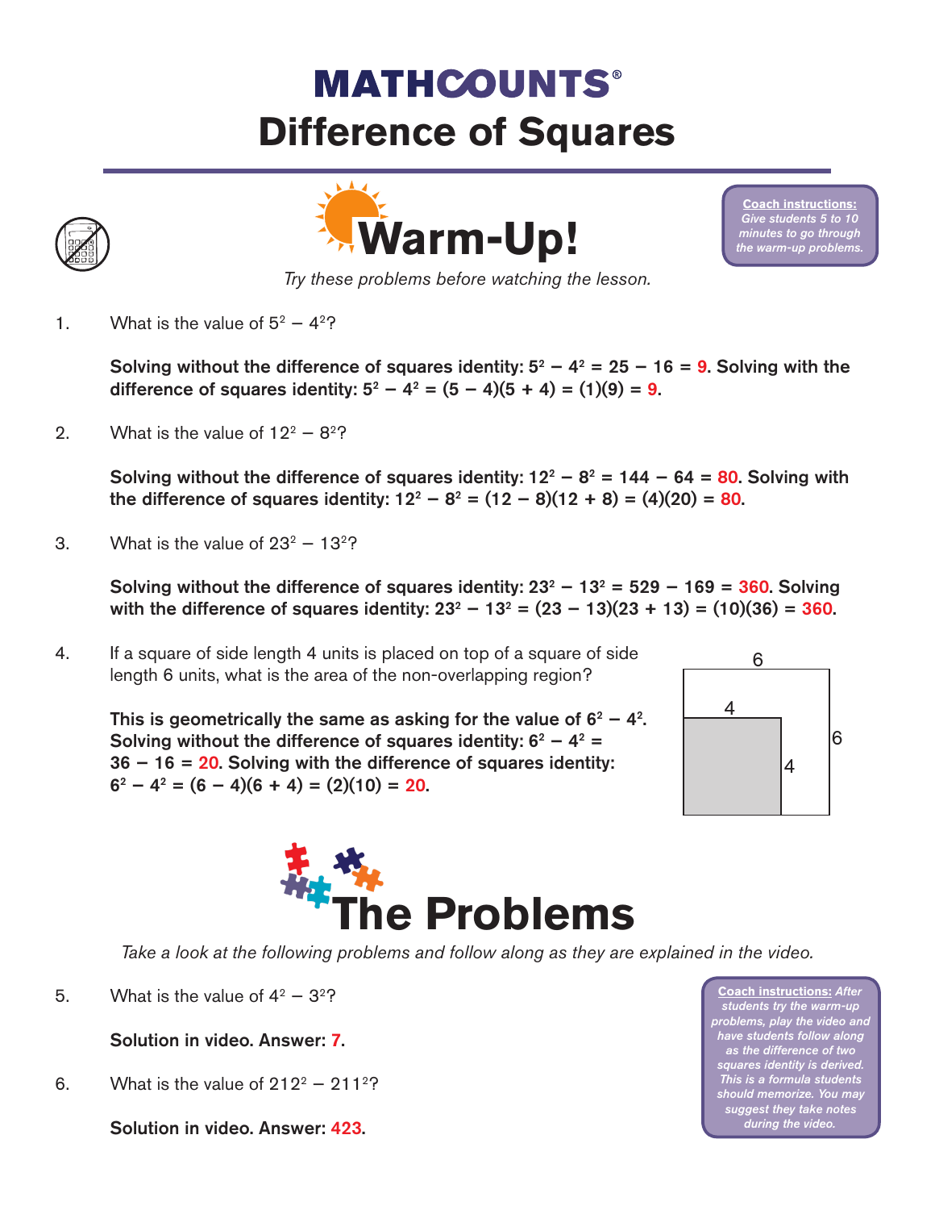# MATHCOUNTS®

# Difference of Squares

## Warm-Up!

**Coach instructions:** *Give students 5 to 10 minutes to go through the warm-up problems.*

*Try these problems before watching the lesson.*

1. What is the value of $5^2 - 4^2$?

   **Solving without the difference of squares identity: $5^2 - 4^2 = 25 - 16 = 9$. Solving with the difference of squares identity: $5^2 - 4^2 = (5 - 4)(5 + 4) = (1)(9) = 9$.**

2. What is the value of $12^2 - 8^2$?

   **Solving without the difference of squares identity: $12^2 - 8^2 = 144 - 64 = 80$. Solving with the difference of squares identity: $12^2 - 8^2 = (12 - 8)(12 + 8) = (4)(20) = 80$.**

3. What is the value of $23^2 - 13^2$?

   **Solving without the difference of squares identity: $23^2 - 13^2 = 529 - 169 = 360$. Solving with the difference of squares identity: $23^2 - 13^2 = (23 - 13)(23 + 13) = (10)(36) = 360$.**

4. If a square of side length 4 units is placed on top of a square of side length 6 units, what is the area of the non-overlapping region?

   **This is geometrically the same as asking for the value of $6^2 - 4^2$. Solving without the difference of squares identity: $6^2 - 4^2 = 36 - 16 = 20$. Solving with the difference of squares identity: $6^2 - 4^2 = (6 - 4)(6 + 4) = (2)(10) = 20$.**

## The Problems

*Take a look at the following problems and follow along as they are explained in the video.*

**Coach instructions:** *After students try the warm-up problems, play the video and have students follow along as the difference of two squares identity is derived. This is a formula students should memorize. You may suggest they take notes during the video.*

5. What is the value of $4^2 - 3^2$?

   **Solution in video. Answer: 7.**

6. What is the value of $212^2 - 211^2$?

   **Solution in video. Answer: 423.**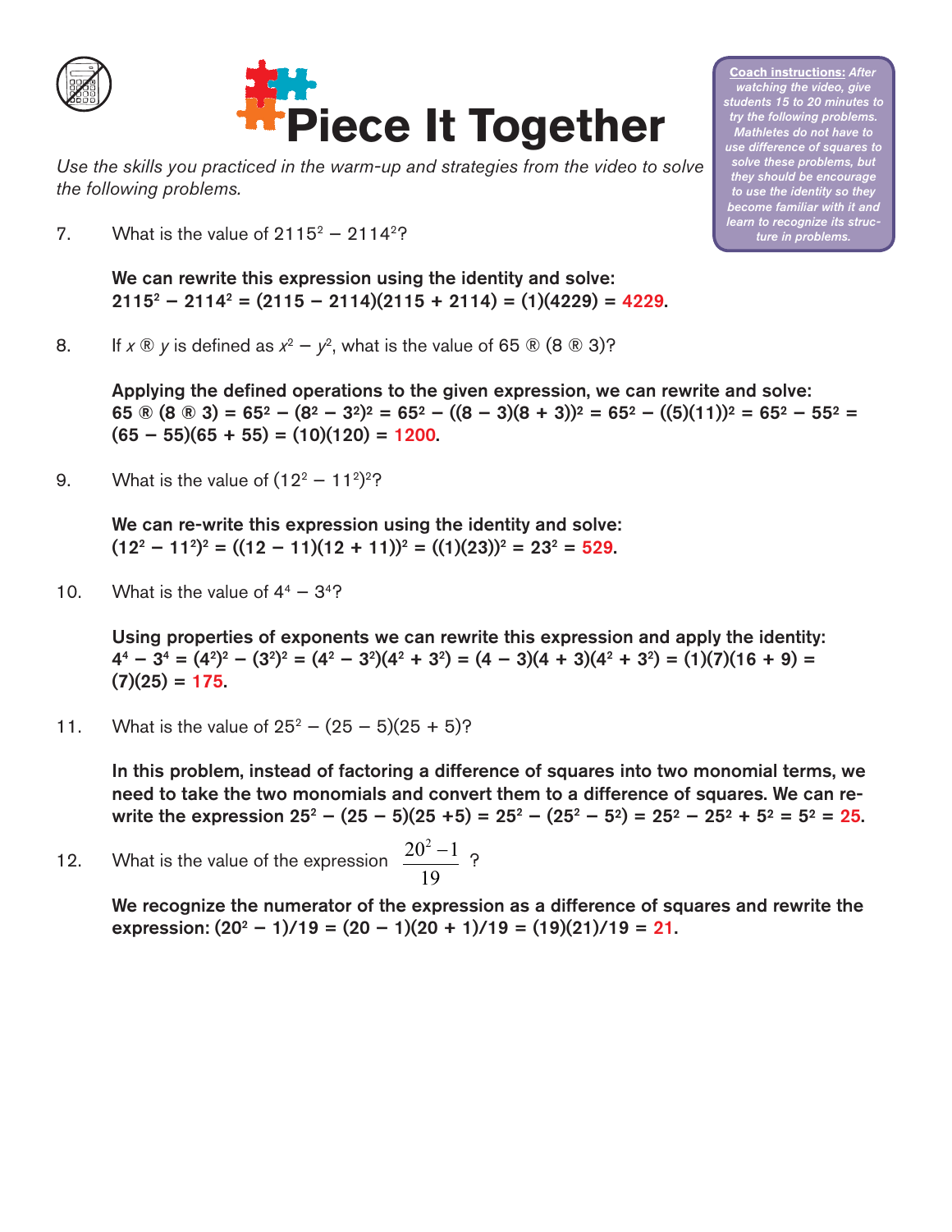# Piece It Together

*Use the skills you practiced in the warm-up and strategies from the video to solve the following problems.*

***Coach instructions:** After watching the video, give students 15 to 20 minutes to try the following problems. Mathletes do not have to use difference of squares to solve these problems, but they should be encourage to use the identity so they become familiar with it and learn to recognize its structure in problems.*

7. What is the value of $2115^2 - 2114^2$?

   **We can rewrite this expression using the identity and solve:**
   **$2115^2 - 2114^2 = (2115 - 2114)(2115 + 2114) = (1)(4229) = 4229$.**

8. If $x$ ® $y$ is defined as $x^2 - y^2$, what is the value of 65 ® (8 ® 3)?

   **Applying the defined operations to the given expression, we can rewrite and solve:**
   **65 ® (8 ® 3) = $65^2 - (8^2 - 3^2)^2 = 65^2 - ((8 - 3)(8 + 3))^2 = 65^2 - ((5)(11))^2 = 65^2 - 55^2 = (65 - 55)(65 + 55) = (10)(120) = 1200$.**

9. What is the value of $(12^2 - 11^2)^2$?

   **We can re-write this expression using the identity and solve:**
   **$(12^2 - 11^2)^2 = ((12 - 11)(12 + 11))^2 = ((1)(23))^2 = 23^2 = 529$.**

10. What is the value of $4^4 - 3^4$?

    **Using properties of exponents we can rewrite this expression and apply the identity:**
    **$4^4 - 3^4 = (4^2)^2 - (3^2)^2 = (4^2 - 3^2)(4^2 + 3^2) = (4 - 3)(4 + 3)(4^2 + 3^2) = (1)(7)(16 + 9) = (7)(25) = 175$.**

11. What is the value of $25^2 - (25 - 5)(25 + 5)$?

    **In this problem, instead of factoring a difference of squares into two monomial terms, we need to take the two monomials and convert them to a difference of squares. We can rewrite the expression $25^2 - (25 - 5)(25 + 5) = 25^2 - (25^2 - 5^2) = 25^2 - 25^2 + 5^2 = 5^2 = 25$.**

12. What is the value of the expression $\dfrac{20^2 - 1}{19}$?

    **We recognize the numerator of the expression as a difference of squares and rewrite the expression: $(20^2 - 1)/19 = (20 - 1)(20 + 1)/19 = (19)(21)/19 = 21$.**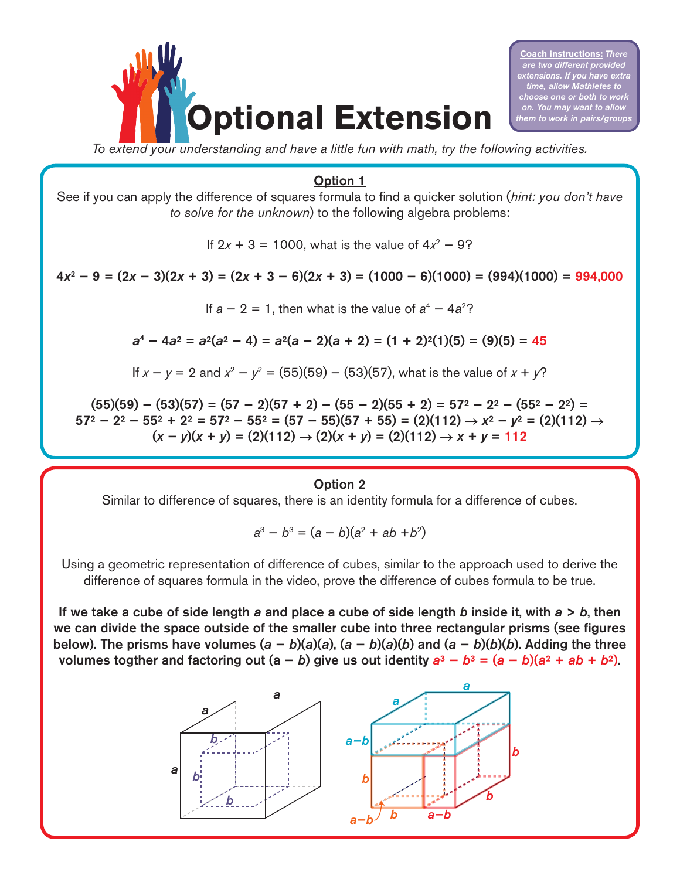# Optional Extension

**Coach instructions:** *There are two different provided extensions. If you have extra time, allow Mathletes to choose one or both to work on. You may want to allow them to work in pairs/groups*

*To extend your understanding and have a little fun with math, try the following activities.*

## Option 1

See if you can apply the difference of squares formula to find a quicker solution (*hint: you don't have to solve for the unknown*) to the following algebra problems:

If $2x + 3 = 1000$, what is the value of $4x^2 - 9$?

$$4x^2 - 9 = (2x - 3)(2x + 3) = (2x + 3 - 6)(2x + 3) = (1000 - 6)(1000) = (994)(1000) = \mathbf{994{,}000}$$

If $a - 2 = 1$, then what is the value of $a^4 - 4a^2$?

$$a^4 - 4a^2 = a^2(a^2 - 4) = a^2(a - 2)(a + 2) = (1 + 2)^2(1)(5) = (9)(5) = \mathbf{45}$$

If $x - y = 2$ and $x^2 - y^2 = (55)(59) - (53)(57)$, what is the value of $x + y$?

$$(55)(59) - (53)(57) = (57 - 2)(57 + 2) - (55 - 2)(55 + 2) = 57^2 - 2^2 - (55^2 - 2^2) =$$
$$57^2 - 2^2 - 55^2 + 2^2 = 57^2 - 55^2 = (57 - 55)(57 + 55) = (2)(112) \rightarrow x^2 - y^2 = (2)(112) \rightarrow$$
$$(x - y)(x + y) = (2)(112) \rightarrow (2)(x + y) = (2)(112) \rightarrow x + y = \mathbf{112}$$

## Option 2

Similar to difference of squares, there is an identity formula for a difference of cubes.

$$a^3 - b^3 = (a - b)(a^2 + ab + b^2)$$

Using a geometric representation of difference of cubes, similar to the approach used to derive the difference of squares formula in the video, prove the difference of cubes formula to be true.

**If we take a cube of side length $a$ and place a cube of side length $b$ inside it, with $a > b$, then we can divide the space outside of the smaller cube into three rectangular prisms (see figures below). The prisms have volumes $(a - b)(a)(a)$, $(a - b)(a)(b)$ and $(a - b)(b)(b)$. Adding the three volumes togther and factoring out $(a - b)$ give us out identity $a^3 - b^3 = (a - b)(a^2 + ab + b^2)$.**

a
a
b
b
a
b

a
a
a−b
b
b
b
a−b
b
a−b